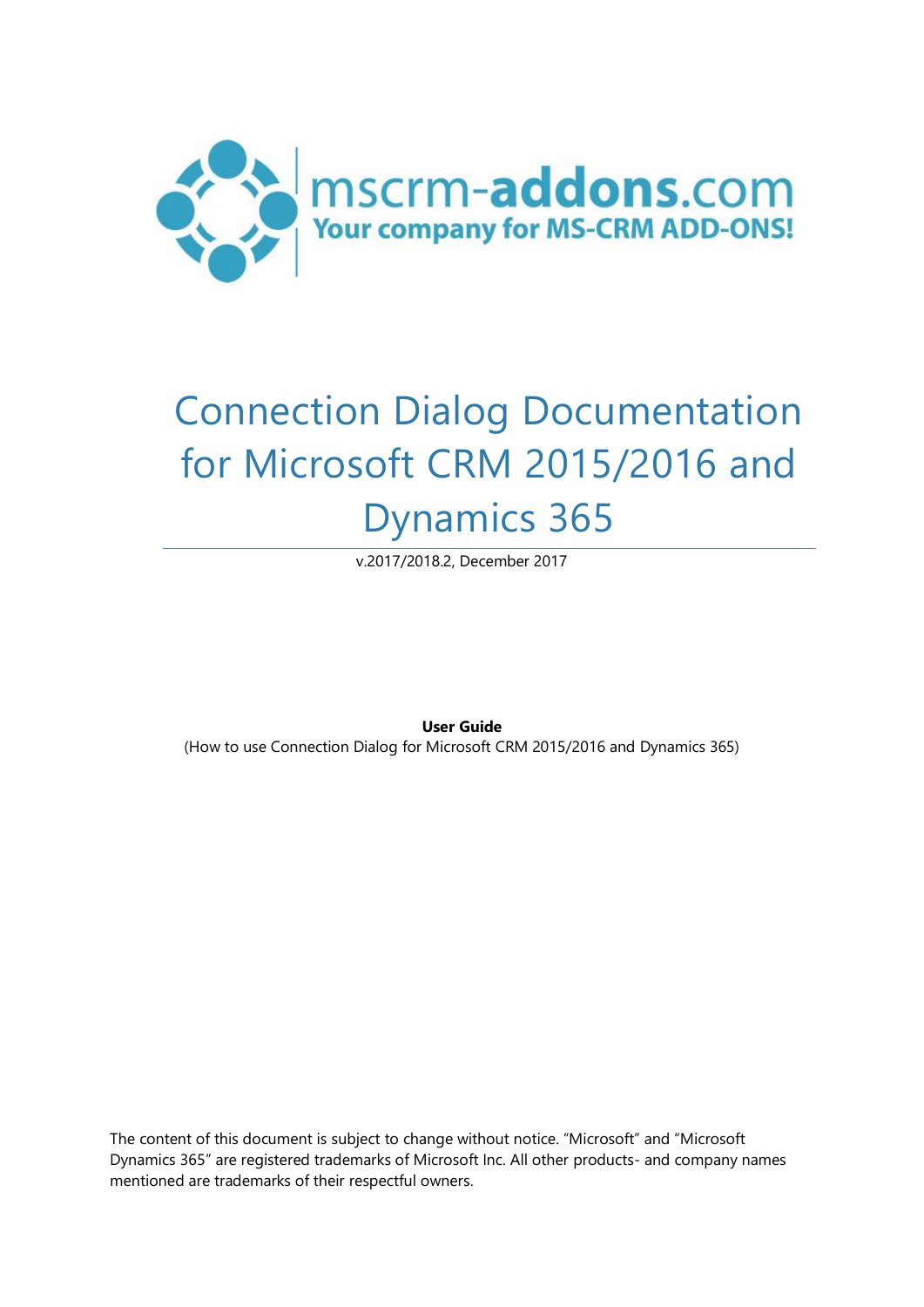mscrm-**addons**.com
**Your company for MS-CRM ADD-ONS!**

# Connection Dialog Documentation for Microsoft CRM 2015/2016 and Dynamics 365

v.2017/2018.2, December 2017

**User Guide**
(How to use Connection Dialog for Microsoft CRM 2015/2016 and Dynamics 365)

The content of this document is subject to change without notice. "Microsoft" and "Microsoft Dynamics 365" are registered trademarks of Microsoft Inc. All other products- and company names mentioned are trademarks of their respectful owners.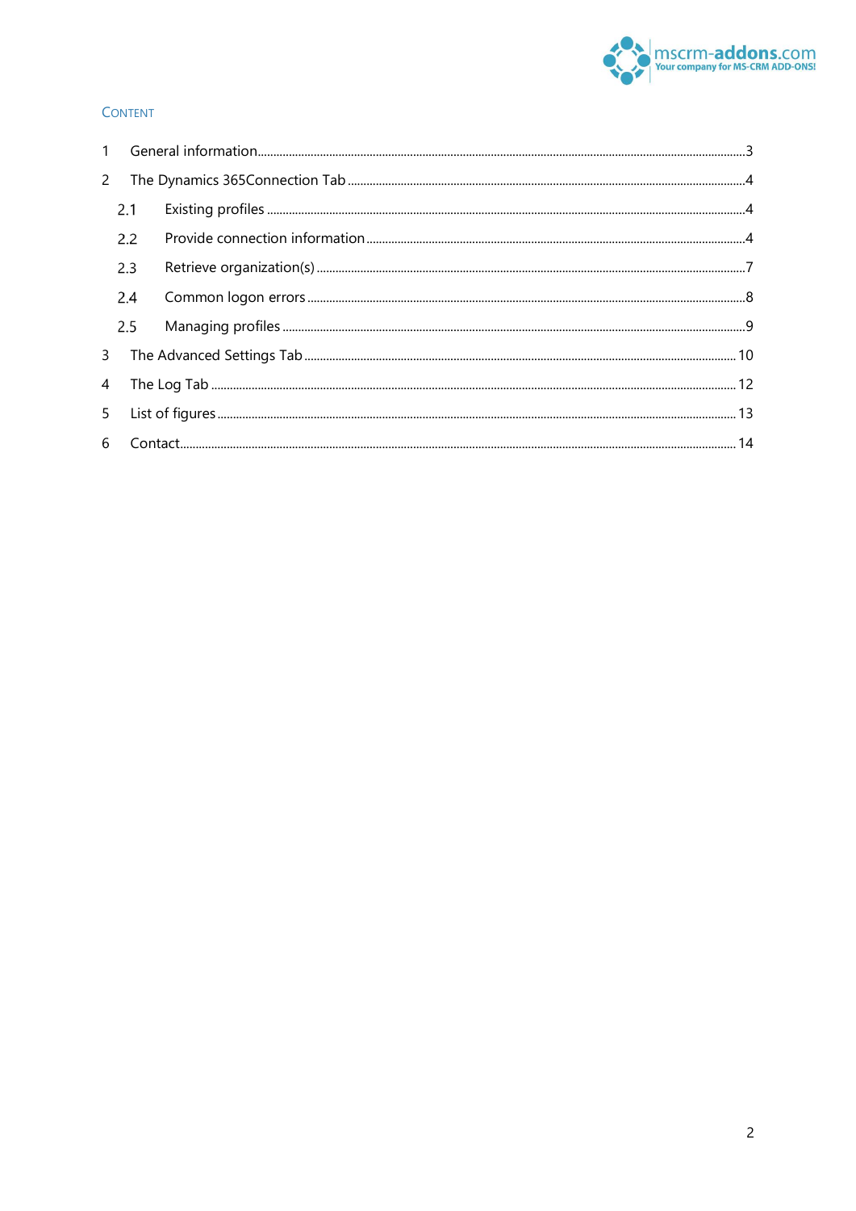## Content

1 General information ....3

2 The Dynamics 365Connection Tab ....4

  2.1 Existing profiles ....4

  2.2 Provide connection information ....4

  2.3 Retrieve organization(s) ....7

  2.4 Common logon errors ....8

  2.5 Managing profiles ....9

3 The Advanced Settings Tab ....10

4 The Log Tab ....12

5 List of figures ....13

6 Contact ....14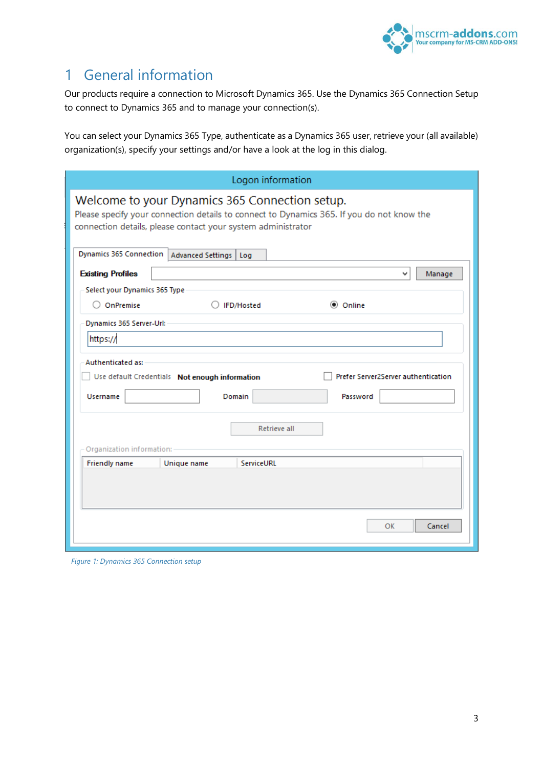# 1 General information

Our products require a connection to Microsoft Dynamics 365. Use the Dynamics 365 Connection Setup to connect to Dynamics 365 and to manage your connection(s).

You can select your Dynamics 365 Type, authenticate as a Dynamics 365 user, retrieve your (all available) organization(s), specify your settings and/or have a look at the log in this dialog.

*Figure 1: Dynamics 365 Connection setup*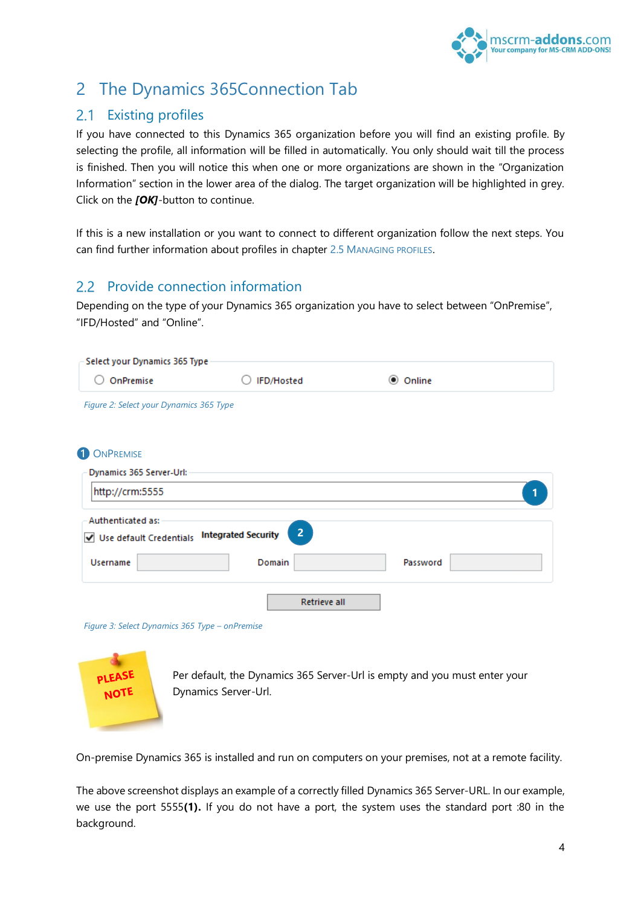# 2 The Dynamics 365Connection Tab

## 2.1 Existing profiles

If you have connected to this Dynamics 365 organization before you will find an existing profile. By selecting the profile, all information will be filled in automatically. You only should wait till the process is finished. Then you will notice this when one or more organizations are shown in the "Organization Information" section in the lower area of the dialog. The target organization will be highlighted in grey. Click on the ***[OK]***-button to continue.

If this is a new installation or you want to connect to different organization follow the next steps. You can find further information about profiles in chapter 2.5 MANAGING PROFILES.

## 2.2 Provide connection information

Depending on the type of your Dynamics 365 organization you have to select between "OnPremise", "IFD/Hosted" and "Online".

*Figure 2: Select your Dynamics 365 Type*

### 1 ONPREMISE

*Figure 3: Select Dynamics 365 Type – onPremise*

PLEASE NOTE

Per default, the Dynamics 365 Server-Url is empty and you must enter your Dynamics Server-Url.

On-premise Dynamics 365 is installed and run on computers on your premises, not at a remote facility.

The above screenshot displays an example of a correctly filled Dynamics 365 Server-URL. In our example, we use the port 5555**(1).** If you do not have a port, the system uses the standard port :80 in the background.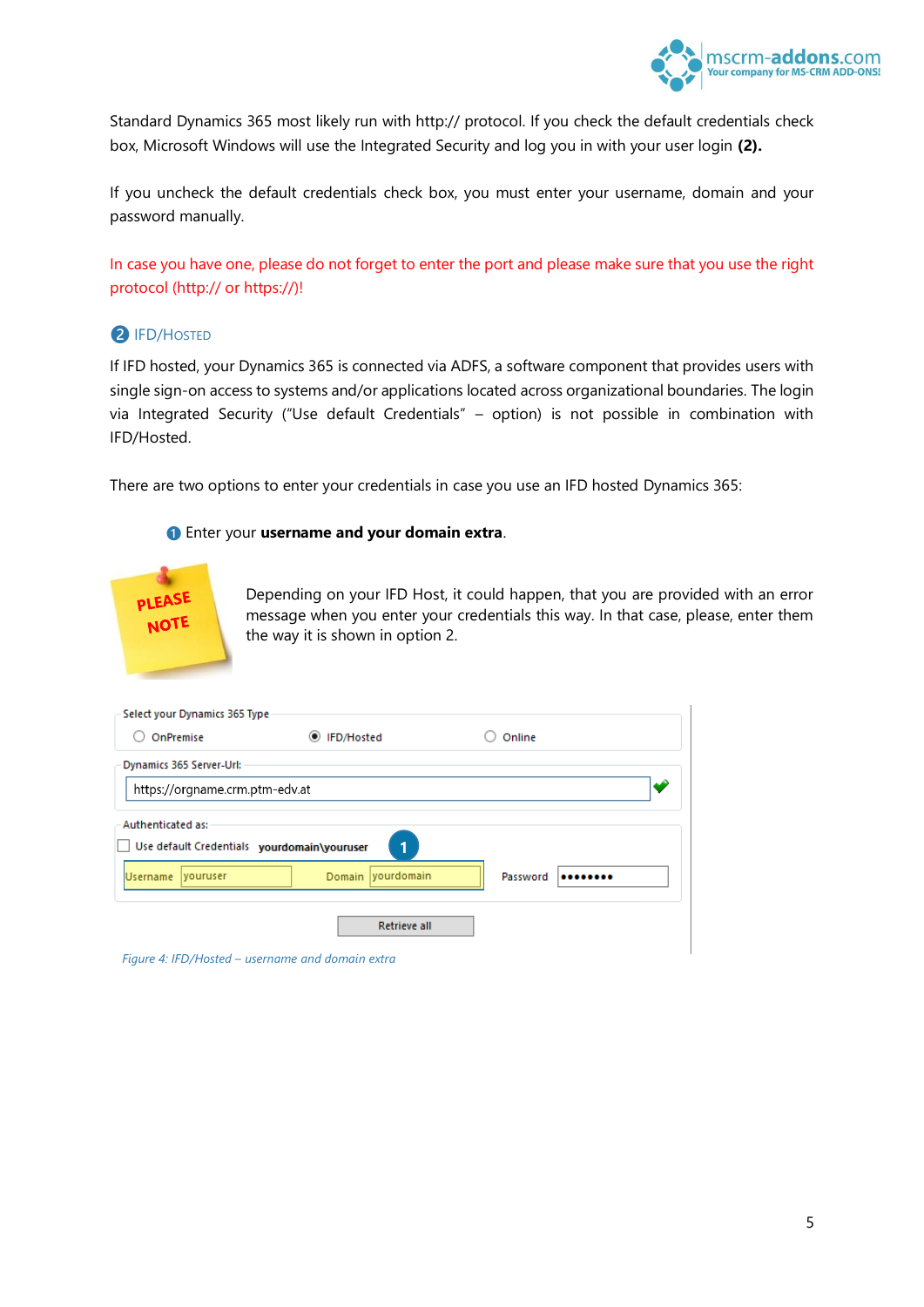Standard Dynamics 365 most likely run with http:// protocol. If you check the default credentials check box, Microsoft Windows will use the Integrated Security and log you in with your user login **(2).**

If you uncheck the default credentials check box, you must enter your username, domain and your password manually.

In case you have one, please do not forget to enter the port and please make sure that you use the right protocol (http:// or https://)!

### 2 IFD/Hosted

If IFD hosted, your Dynamics 365 is connected via ADFS, a software component that provides users with single sign-on access to systems and/or applications located across organizational boundaries. The login via Integrated Security ("Use default Credentials" – option) is not possible in combination with IFD/Hosted.

There are two options to enter your credentials in case you use an IFD hosted Dynamics 365:

1 Enter your **username and your domain extra**.

PLEASE NOTE

Depending on your IFD Host, it could happen, that you are provided with an error message when you enter your credentials this way. In that case, please, enter them the way it is shown in option 2.

Select your Dynamics 365 Type

OnPremise IFD/Hosted Online

Dynamics 365 Server-Url:

https://orgname.crm.ptm-edv.at

Authenticated as:

Use default Credentials yourdomain\youruser 1

Username youruser Domain yourdomain Password ••••••••

Retrieve all

*Figure 4: IFD/Hosted – username and domain extra*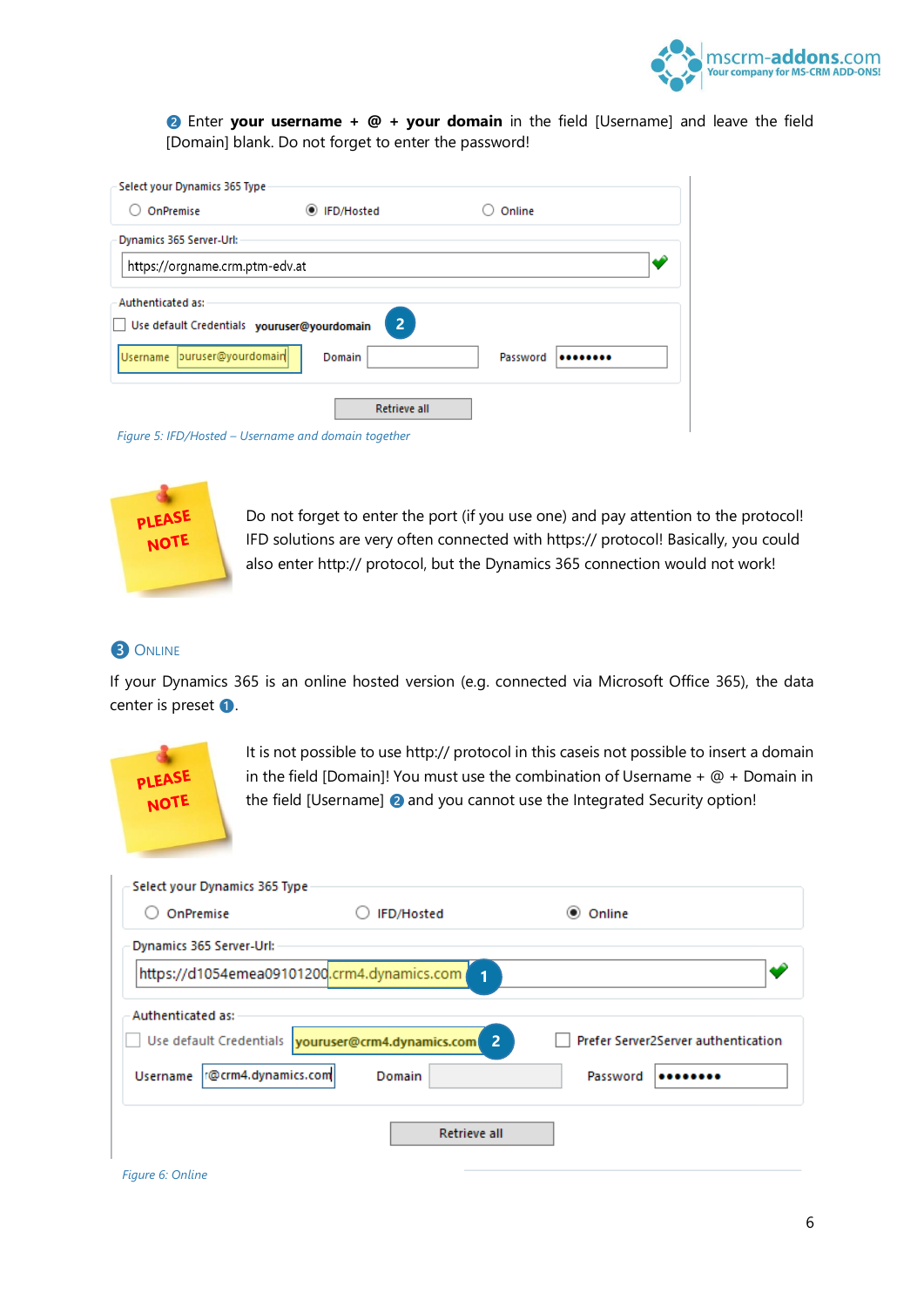❷ Enter **your username** + **@** + **your domain** in the field [Username] and leave the field [Domain] blank. Do not forget to enter the password!

*Figure 5: IFD/Hosted – Username and domain together*

Do not forget to enter the port (if you use one) and pay attention to the protocol! IFD solutions are very often connected with https:// protocol! Basically, you could also enter http:// protocol, but the Dynamics 365 connection would not work!

## ❸ Online

If your Dynamics 365 is an online hosted version (e.g. connected via Microsoft Office 365), the data center is preset ❶.

It is not possible to use http:// protocol in this caseis not possible to insert a domain in the field [Domain]! You must use the combination of Username + @ + Domain in the field [Username] ❷ and you cannot use the Integrated Security option!

*Figure 6: Online*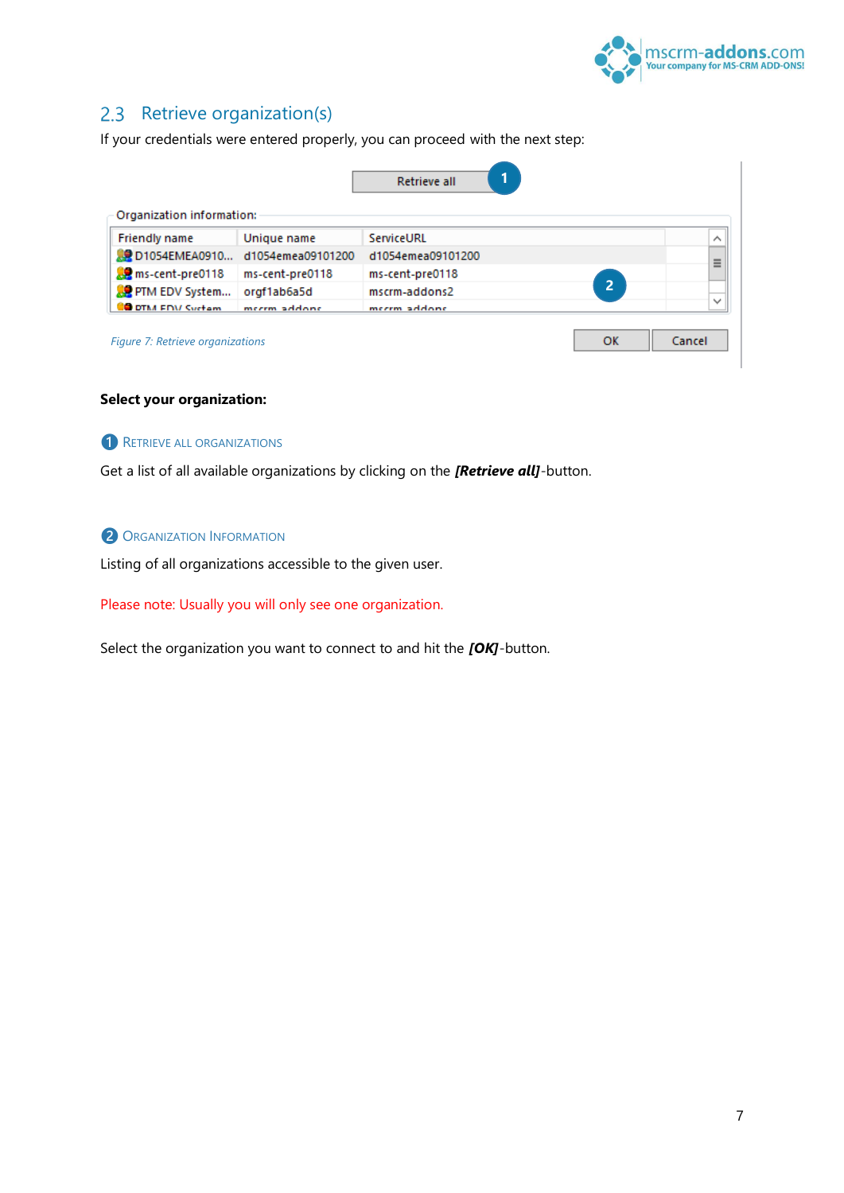## 2.3 Retrieve organization(s)

If your credentials were entered properly, you can proceed with the next step:

*Figure 7: Retrieve organizations*

**Select your organization:**

### ❶ Retrieve all organizations

Get a list of all available organizations by clicking on the ***[Retrieve all]***-button.

### ❷ Organization Information

Listing of all organizations accessible to the given user.

Please note: Usually you will only see one organization.

Select the organization you want to connect to and hit the ***[OK]***-button.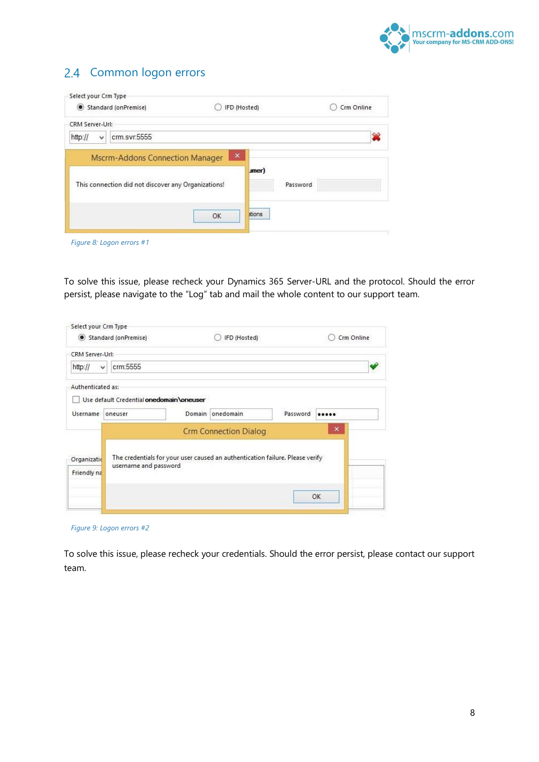## 2.4 Common logon errors

*Figure 8: Logon errors #1*

To solve this issue, please recheck your Dynamics 365 Server-URL and the protocol. Should the error persist, please navigate to the “Log” tab and mail the whole content to our support team.

*Figure 9: Logon errors #2*

To solve this issue, please recheck your credentials. Should the error persist, please contact our support team.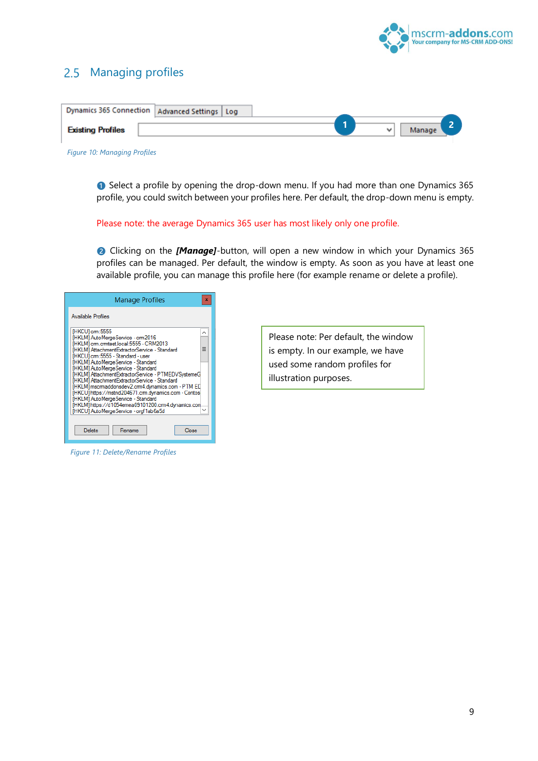## 2.5 Managing profiles

Figure 10: Managing Profiles

❶ Select a profile by opening the drop-down menu. If you had more than one Dynamics 365 profile, you could switch between your profiles here. Per default, the drop-down menu is empty.

Please note: the average Dynamics 365 user has most likely only one profile.

❷ Clicking on the ***[Manage]***-button, will open a new window in which your Dynamics 365 profiles can be managed. Per default, the window is empty. As soon as you have at least one available profile, you can manage this profile here (for example rename or delete a profile).

Figure 11: Delete/Rename Profiles

Please note: Per default, the window is empty. In our example, we have used some random profiles for illustration purposes.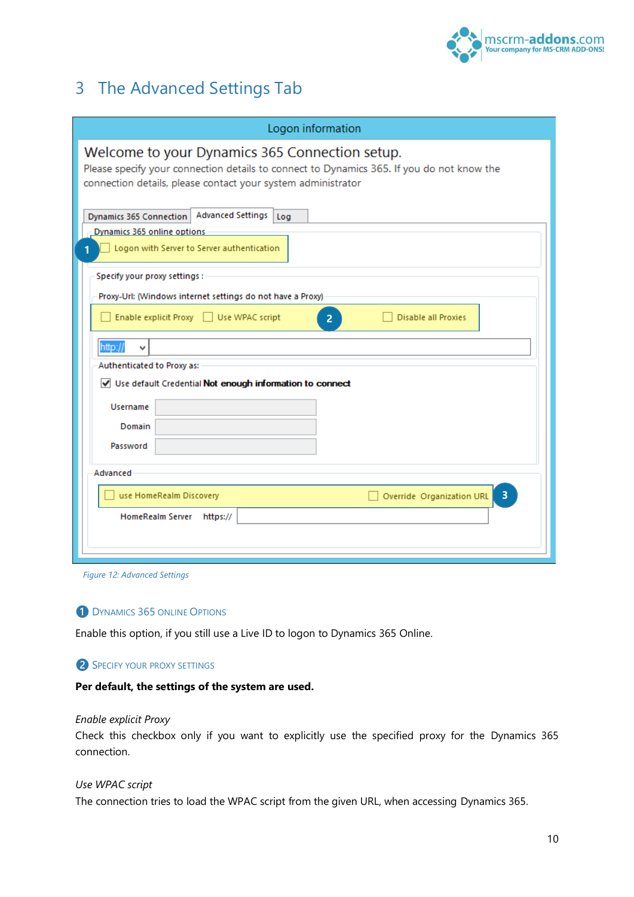# 3 The Advanced Settings Tab

*Figure 12: Advanced Settings*

### ❶ Dynamics 365 Online Options

Enable this option, if you still use a Live ID to logon to Dynamics 365 Online.

### ❷ Specify your proxy settings

**Per default, the settings of the system are used.**

*Enable explicit Proxy*
Check this checkbox only if you want to explicitly use the specified proxy for the Dynamics 365 connection.

*Use WPAC script*
The connection tries to load the WPAC script from the given URL, when accessing Dynamics 365.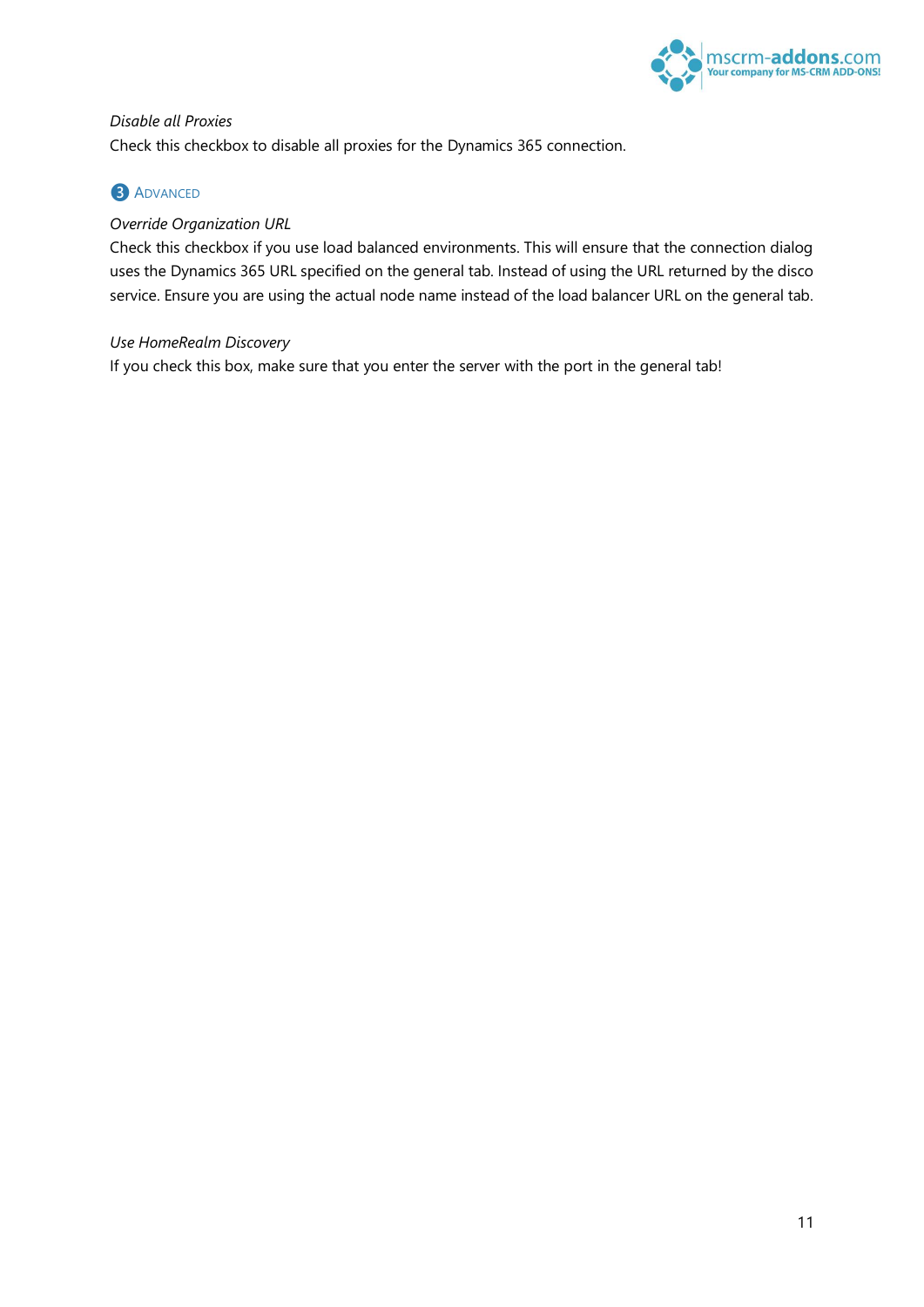*Disable all Proxies*

Check this checkbox to disable all proxies for the Dynamics 365 connection.

### ❸ Advanced

*Override Organization URL*

Check this checkbox if you use load balanced environments. This will ensure that the connection dialog uses the Dynamics 365 URL specified on the general tab. Instead of using the URL returned by the disco service. Ensure you are using the actual node name instead of the load balancer URL on the general tab.

*Use HomeRealm Discovery*

If you check this box, make sure that you enter the server with the port in the general tab!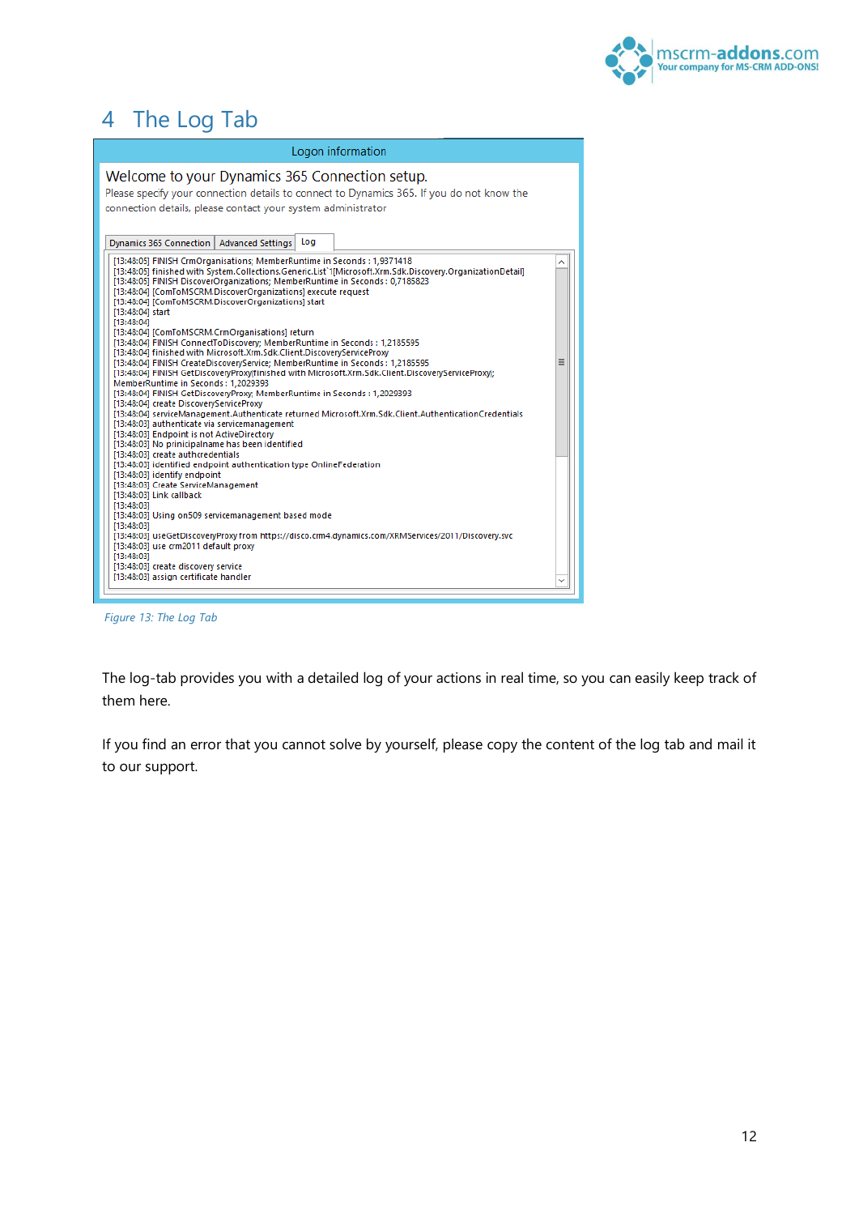# 4 The Log Tab

Figure 13: The Log Tab

The log-tab provides you with a detailed log of your actions in real time, so you can easily keep track of them here.

If you find an error that you cannot solve by yourself, please copy the content of the log tab and mail it to our support.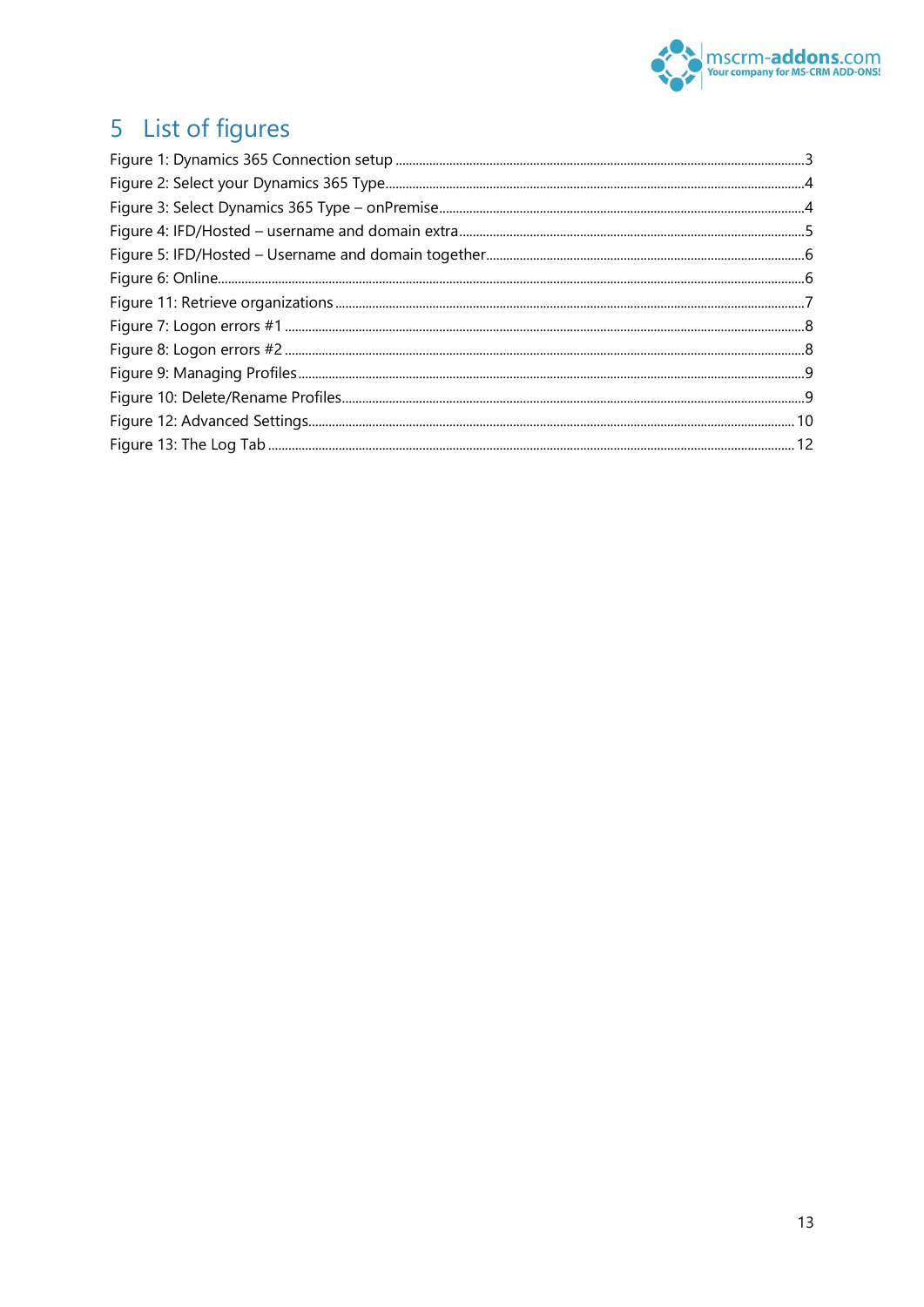# 5 List of figures

Figure 1: Dynamics 365 Connection setup ........................................................................................................3
Figure 2: Select your Dynamics 365 Type..........................................................................................................4
Figure 3: Select Dynamics 365 Type – onPremise...........................................................................................4
Figure 4: IFD/Hosted – username and domain extra.......................................................................................5
Figure 5: IFD/Hosted – Username and domain together...............................................................................6
Figure 6: Online..........................................................................................................................................................6
Figure 11: Retrieve organizations ..........................................................................................................................7
Figure 7: Logon errors #1 .........................................................................................................................................8
Figure 8: Logon errors #2 .........................................................................................................................................8
Figure 9: Managing Profiles......................................................................................................................................9
Figure 10: Delete/Rename Profiles.........................................................................................................................9
Figure 12: Advanced Settings................................................................................................................................ 10
Figure 13: The Log Tab ........................................................................................................................................... 12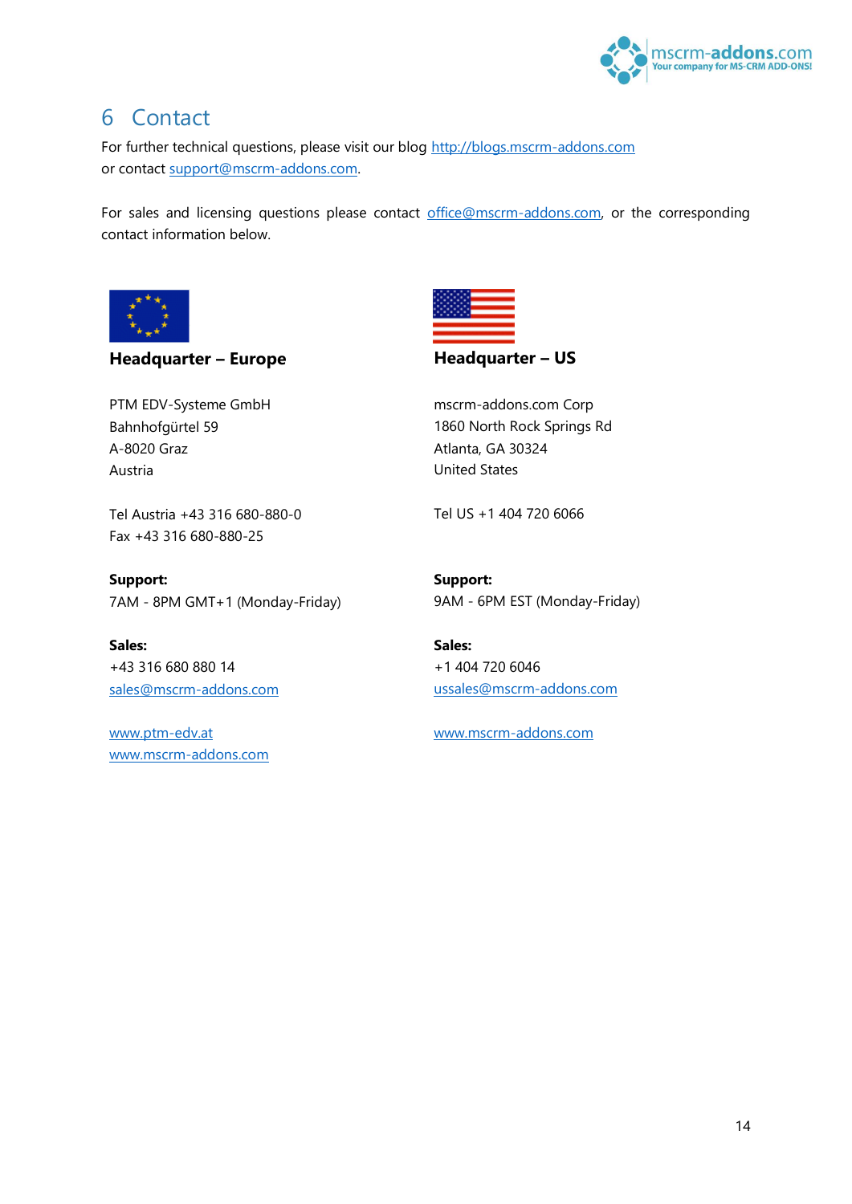# 6 Contact

For further technical questions, please visit our blog http://blogs.mscrm-addons.com or contact support@mscrm-addons.com.

For sales and licensing questions please contact office@mscrm-addons.com, or the corresponding contact information below.

**Headquarter – Europe**

PTM EDV-Systeme GmbH
Bahnhofgürtel 59
A-8020 Graz
Austria

Tel Austria +43 316 680-880-0
Fax +43 316 680-880-25

**Support:**
7AM - 8PM GMT+1 (Monday-Friday)

**Sales:**
+43 316 680 880 14
sales@mscrm-addons.com

www.ptm-edv.at
www.mscrm-addons.com

**Headquarter – US**

mscrm-addons.com Corp
1860 North Rock Springs Rd
Atlanta, GA 30324
United States

Tel US +1 404 720 6066

**Support:**
9AM - 6PM EST (Monday-Friday)

**Sales:**
+1 404 720 6046
ussales@mscrm-addons.com

www.mscrm-addons.com